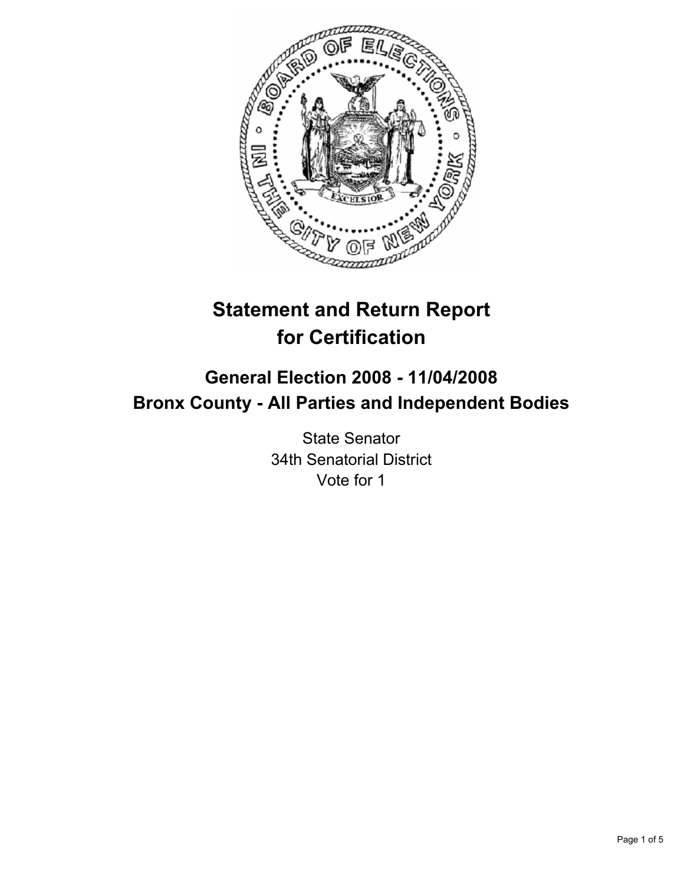# Statement and Return Report for Certification

## General Election 2008 - 11/04/2008
## Bronx County - All Parties and Independent Bodies

State Senator
34th Senatorial District
Vote for 1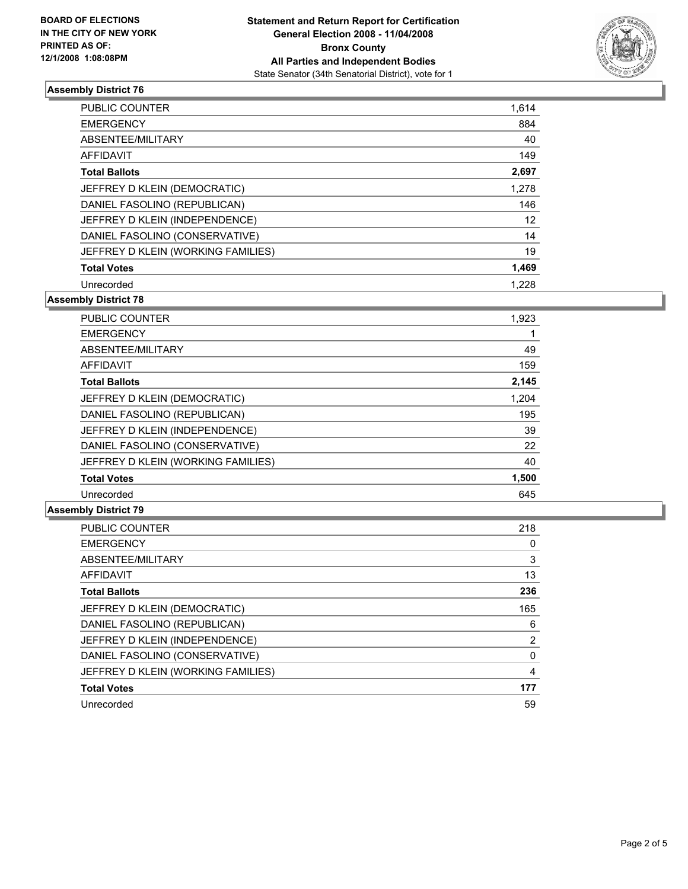**BOARD OF ELECTIONS**
**IN THE CITY OF NEW YORK**
**PRINTED AS OF:**
**12/1/2008 1:08:08PM**

**Statement and Return Report for Certification**
**General Election 2008 - 11/04/2008**
**Bronx County**
**All Parties and Independent Bodies**
State Senator (34th Senatorial District), vote for 1

### Assembly District 76

| | |
|---|---|
| PUBLIC COUNTER | 1,614 |
| EMERGENCY | 884 |
| ABSENTEE/MILITARY | 40 |
| AFFIDAVIT | 149 |
| **Total Ballots** | **2,697** |
| JEFFREY D KLEIN (DEMOCRATIC) | 1,278 |
| DANIEL FASOLINO (REPUBLICAN) | 146 |
| JEFFREY D KLEIN (INDEPENDENCE) | 12 |
| DANIEL FASOLINO (CONSERVATIVE) | 14 |
| JEFFREY D KLEIN (WORKING FAMILIES) | 19 |
| **Total Votes** | **1,469** |
| Unrecorded | 1,228 |

### Assembly District 78

| | |
|---|---|
| PUBLIC COUNTER | 1,923 |
| EMERGENCY | 1 |
| ABSENTEE/MILITARY | 49 |
| AFFIDAVIT | 159 |
| **Total Ballots** | **2,145** |
| JEFFREY D KLEIN (DEMOCRATIC) | 1,204 |
| DANIEL FASOLINO (REPUBLICAN) | 195 |
| JEFFREY D KLEIN (INDEPENDENCE) | 39 |
| DANIEL FASOLINO (CONSERVATIVE) | 22 |
| JEFFREY D KLEIN (WORKING FAMILIES) | 40 |
| **Total Votes** | **1,500** |
| Unrecorded | 645 |

### Assembly District 79

| | |
|---|---|
| PUBLIC COUNTER | 218 |
| EMERGENCY | 0 |
| ABSENTEE/MILITARY | 3 |
| AFFIDAVIT | 13 |
| **Total Ballots** | **236** |
| JEFFREY D KLEIN (DEMOCRATIC) | 165 |
| DANIEL FASOLINO (REPUBLICAN) | 6 |
| JEFFREY D KLEIN (INDEPENDENCE) | 2 |
| DANIEL FASOLINO (CONSERVATIVE) | 0 |
| JEFFREY D KLEIN (WORKING FAMILIES) | 4 |
| **Total Votes** | **177** |
| Unrecorded | 59 |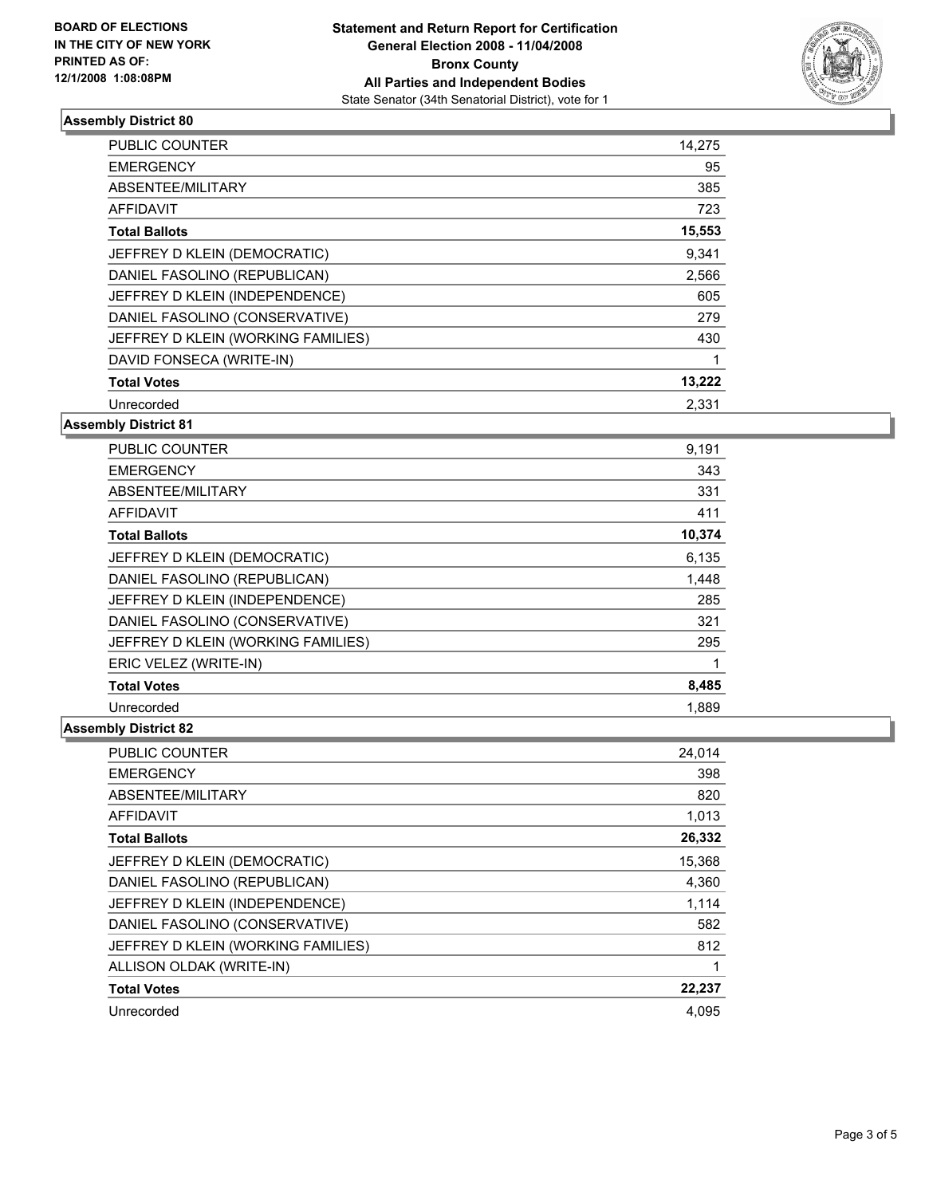**BOARD OF ELECTIONS**
**IN THE CITY OF NEW YORK**
**PRINTED AS OF:**
**12/1/2008 1:08:08PM**

# Statement and Return Report for Certification
## General Election 2008 - 11/04/2008
## Bronx County
## All Parties and Independent Bodies
State Senator (34th Senatorial District), vote for 1

### Assembly District 80

| | |
|---|---|
| PUBLIC COUNTER | 14,275 |
| EMERGENCY | 95 |
| ABSENTEE/MILITARY | 385 |
| AFFIDAVIT | 723 |
| **Total Ballots** | **15,553** |
| JEFFREY D KLEIN (DEMOCRATIC) | 9,341 |
| DANIEL FASOLINO (REPUBLICAN) | 2,566 |
| JEFFREY D KLEIN (INDEPENDENCE) | 605 |
| DANIEL FASOLINO (CONSERVATIVE) | 279 |
| JEFFREY D KLEIN (WORKING FAMILIES) | 430 |
| DAVID FONSECA (WRITE-IN) | 1 |
| **Total Votes** | **13,222** |
| Unrecorded | 2,331 |

### Assembly District 81

| | |
|---|---|
| PUBLIC COUNTER | 9,191 |
| EMERGENCY | 343 |
| ABSENTEE/MILITARY | 331 |
| AFFIDAVIT | 411 |
| **Total Ballots** | **10,374** |
| JEFFREY D KLEIN (DEMOCRATIC) | 6,135 |
| DANIEL FASOLINO (REPUBLICAN) | 1,448 |
| JEFFREY D KLEIN (INDEPENDENCE) | 285 |
| DANIEL FASOLINO (CONSERVATIVE) | 321 |
| JEFFREY D KLEIN (WORKING FAMILIES) | 295 |
| ERIC VELEZ (WRITE-IN) | 1 |
| **Total Votes** | **8,485** |
| Unrecorded | 1,889 |

### Assembly District 82

| | |
|---|---|
| PUBLIC COUNTER | 24,014 |
| EMERGENCY | 398 |
| ABSENTEE/MILITARY | 820 |
| AFFIDAVIT | 1,013 |
| **Total Ballots** | **26,332** |
| JEFFREY D KLEIN (DEMOCRATIC) | 15,368 |
| DANIEL FASOLINO (REPUBLICAN) | 4,360 |
| JEFFREY D KLEIN (INDEPENDENCE) | 1,114 |
| DANIEL FASOLINO (CONSERVATIVE) | 582 |
| JEFFREY D KLEIN (WORKING FAMILIES) | 812 |
| ALLISON OLDAK (WRITE-IN) | 1 |
| **Total Votes** | **22,237** |
| Unrecorded | 4,095 |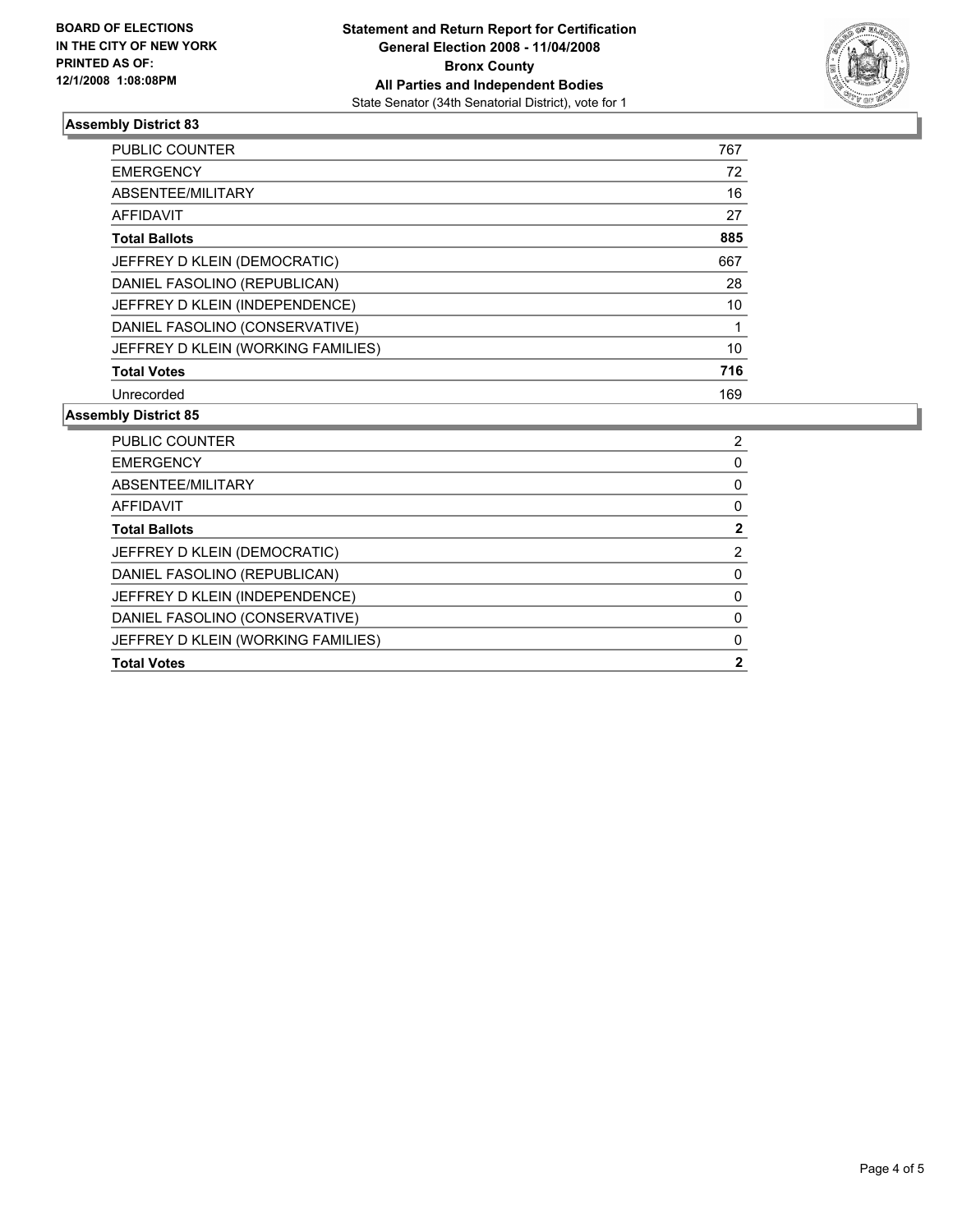## Assembly District 83

| | |
|---|---|
| PUBLIC COUNTER | 767 |
| EMERGENCY | 72 |
| ABSENTEE/MILITARY | 16 |
| AFFIDAVIT | 27 |
| **Total Ballots** | **885** |
| JEFFREY D KLEIN (DEMOCRATIC) | 667 |
| DANIEL FASOLINO (REPUBLICAN) | 28 |
| JEFFREY D KLEIN (INDEPENDENCE) | 10 |
| DANIEL FASOLINO (CONSERVATIVE) | 1 |
| JEFFREY D KLEIN (WORKING FAMILIES) | 10 |
| **Total Votes** | **716** |
| Unrecorded | 169 |

## Assembly District 85

| | |
|---|---|
| PUBLIC COUNTER | 2 |
| EMERGENCY | 0 |
| ABSENTEE/MILITARY | 0 |
| AFFIDAVIT | 0 |
| **Total Ballots** | **2** |
| JEFFREY D KLEIN (DEMOCRATIC) | 2 |
| DANIEL FASOLINO (REPUBLICAN) | 0 |
| JEFFREY D KLEIN (INDEPENDENCE) | 0 |
| DANIEL FASOLINO (CONSERVATIVE) | 0 |
| JEFFREY D KLEIN (WORKING FAMILIES) | 0 |
| **Total Votes** | **2** |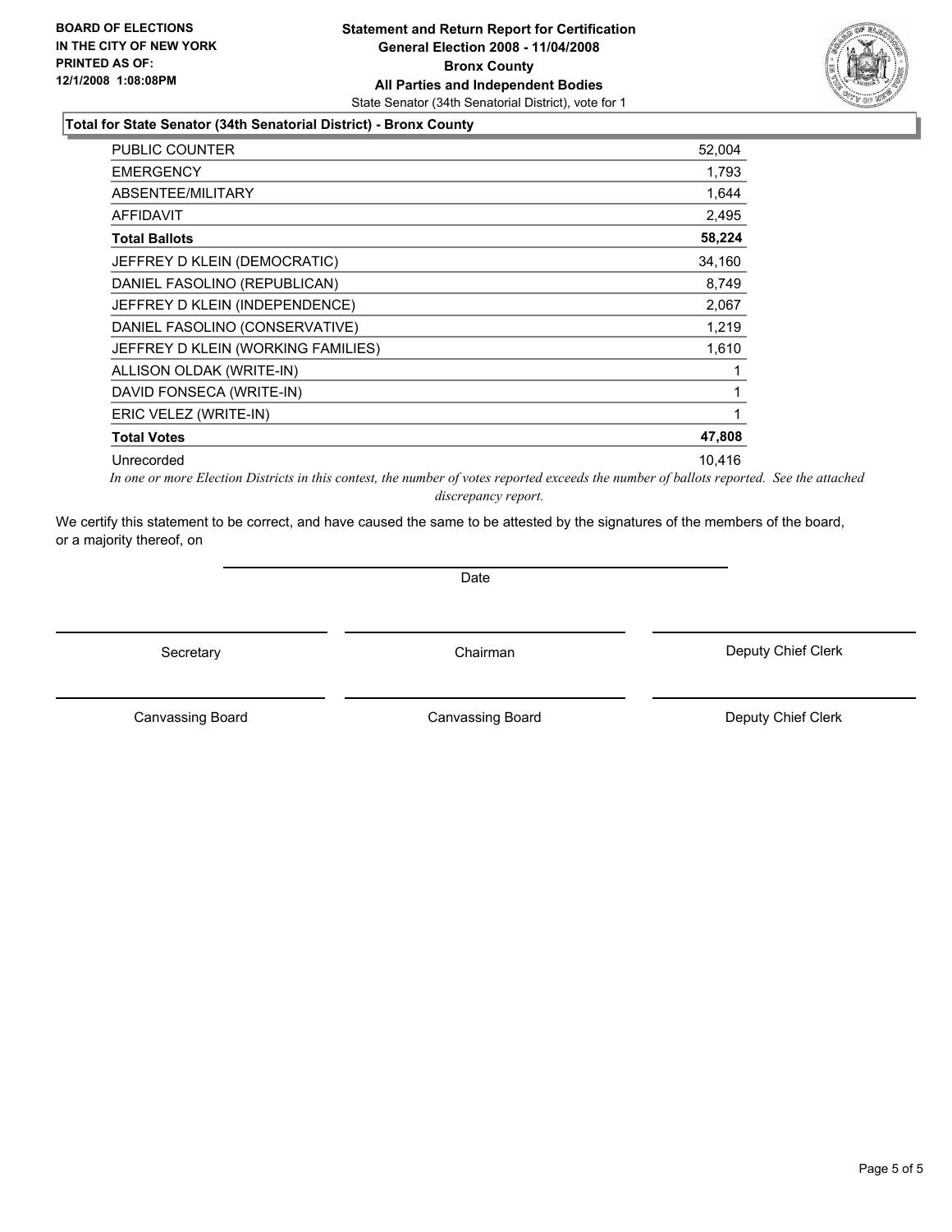**BOARD OF ELECTIONS IN THE CITY OF NEW YORK PRINTED AS OF: 12/1/2008 1:08:08PM**

**Statement and Return Report for Certification**
**General Election 2008 - 11/04/2008**
**Bronx County**
**All Parties and Independent Bodies**
State Senator (34th Senatorial District), vote for 1

**Total for State Senator (34th Senatorial District) - Bronx County**

| | |
|---|---|
| PUBLIC COUNTER | 52,004 |
| EMERGENCY | 1,793 |
| ABSENTEE/MILITARY | 1,644 |
| AFFIDAVIT | 2,495 |
| **Total Ballots** | **58,224** |
| JEFFREY D KLEIN (DEMOCRATIC) | 34,160 |
| DANIEL FASOLINO (REPUBLICAN) | 8,749 |
| JEFFREY D KLEIN (INDEPENDENCE) | 2,067 |
| DANIEL FASOLINO (CONSERVATIVE) | 1,219 |
| JEFFREY D KLEIN (WORKING FAMILIES) | 1,610 |
| ALLISON OLDAK (WRITE-IN) | 1 |
| DAVID FONSECA (WRITE-IN) | 1 |
| ERIC VELEZ (WRITE-IN) | 1 |
| **Total Votes** | **47,808** |
| Unrecorded | 10,416 |

*In one or more Election Districts in this contest, the number of votes reported exceeds the number of ballots reported. See the attached discrepancy report.*

We certify this statement to be correct, and have caused the same to be attested by the signatures of the members of the board, or a majority thereof, on

Date

Secretary | Chairman | Deputy Chief Clerk

Canvassing Board | Canvassing Board | Deputy Chief Clerk